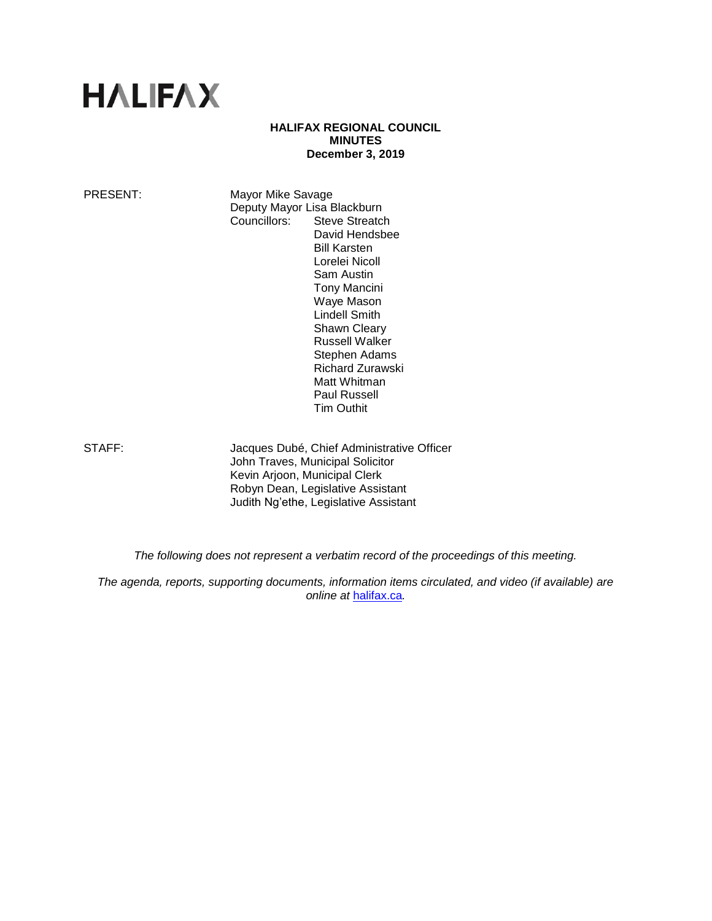HALIFAX

**HALIFAX REGIONAL COUNCIL**
**MINUTES**
**December 3, 2019**

PRESENT: Mayor Mike Savage
Deputy Mayor Lisa Blackburn
Councillors: Steve Streatch
David Hendsbee
Bill Karsten
Lorelei Nicoll
Sam Austin
Tony Mancini
Waye Mason
Lindell Smith
Shawn Cleary
Russell Walker
Stephen Adams
Richard Zurawski
Matt Whitman
Paul Russell
Tim Outhit

STAFF: Jacques Dubé, Chief Administrative Officer
John Traves, Municipal Solicitor
Kevin Arjoon, Municipal Clerk
Robyn Dean, Legislative Assistant
Judith Ng'ethe, Legislative Assistant

*The following does not represent a verbatim record of the proceedings of this meeting.*

*The agenda, reports, supporting documents, information items circulated, and video (if available) are online at* halifax.ca*.*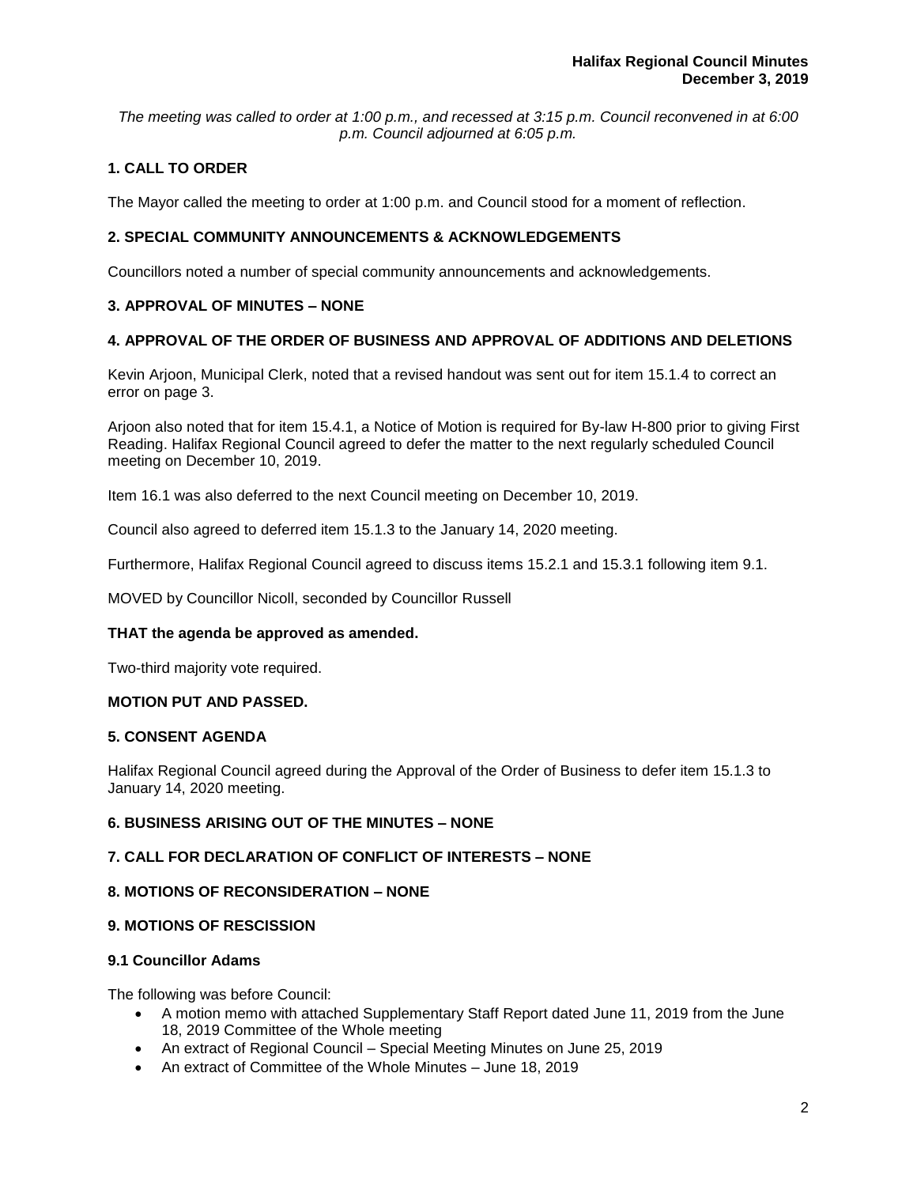*The meeting was called to order at 1:00 p.m., and recessed at 3:15 p.m. Council reconvened in at 6:00 p.m. Council adjourned at 6:05 p.m.*

## 1. CALL TO ORDER

The Mayor called the meeting to order at 1:00 p.m. and Council stood for a moment of reflection.

## 2. SPECIAL COMMUNITY ANNOUNCEMENTS & ACKNOWLEDGEMENTS

Councillors noted a number of special community announcements and acknowledgements.

## 3. APPROVAL OF MINUTES – NONE

## 4. APPROVAL OF THE ORDER OF BUSINESS AND APPROVAL OF ADDITIONS AND DELETIONS

Kevin Arjoon, Municipal Clerk, noted that a revised handout was sent out for item 15.1.4 to correct an error on page 3.

Arjoon also noted that for item 15.4.1, a Notice of Motion is required for By-law H-800 prior to giving First Reading. Halifax Regional Council agreed to defer the matter to the next regularly scheduled Council meeting on December 10, 2019.

Item 16.1 was also deferred to the next Council meeting on December 10, 2019.

Council also agreed to deferred item 15.1.3 to the January 14, 2020 meeting.

Furthermore, Halifax Regional Council agreed to discuss items 15.2.1 and 15.3.1 following item 9.1.

MOVED by Councillor Nicoll, seconded by Councillor Russell

**THAT the agenda be approved as amended.**

Two-third majority vote required.

**MOTION PUT AND PASSED.**

## 5. CONSENT AGENDA

Halifax Regional Council agreed during the Approval of the Order of Business to defer item 15.1.3 to January 14, 2020 meeting.

## 6. BUSINESS ARISING OUT OF THE MINUTES – NONE

## 7. CALL FOR DECLARATION OF CONFLICT OF INTERESTS – NONE

## 8. MOTIONS OF RECONSIDERATION – NONE

## 9. MOTIONS OF RESCISSION

### 9.1 Councillor Adams

The following was before Council:

- A motion memo with attached Supplementary Staff Report dated June 11, 2019 from the June 18, 2019 Committee of the Whole meeting
- An extract of Regional Council – Special Meeting Minutes on June 25, 2019
- An extract of Committee of the Whole Minutes – June 18, 2019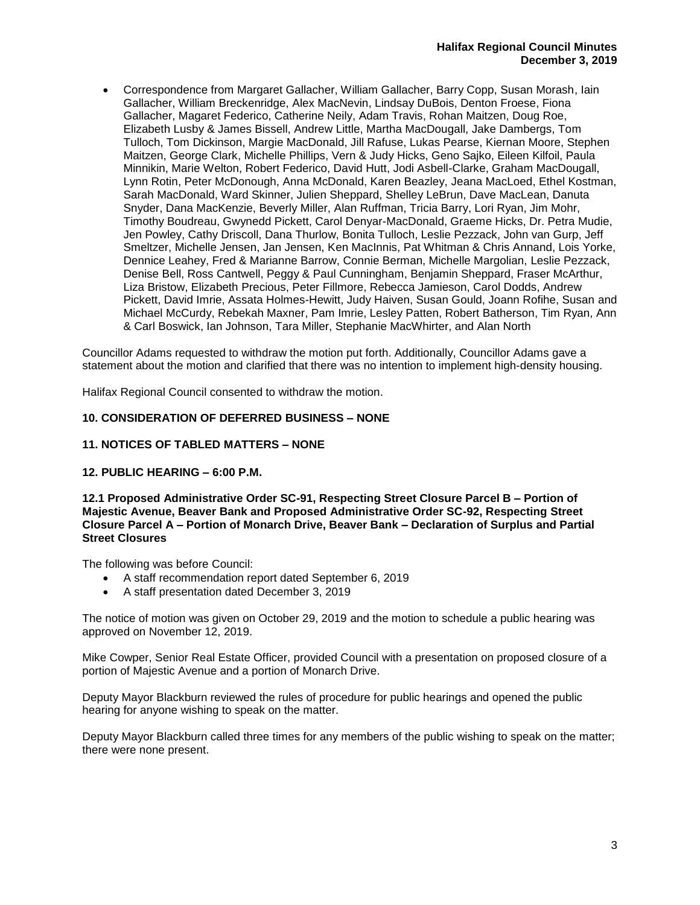- Correspondence from Margaret Gallacher, William Gallacher, Barry Copp, Susan Morash, Iain Gallacher, William Breckenridge, Alex MacNevin, Lindsay DuBois, Denton Froese, Fiona Gallacher, Magaret Federico, Catherine Neily, Adam Travis, Rohan Maitzen, Doug Roe, Elizabeth Lusby & James Bissell, Andrew Little, Martha MacDougall, Jake Dambergs, Tom Tulloch, Tom Dickinson, Margie MacDonald, Jill Rafuse, Lukas Pearse, Kiernan Moore, Stephen Maitzen, George Clark, Michelle Phillips, Vern & Judy Hicks, Geno Sajko, Eileen Kilfoil, Paula Minnikin, Marie Welton, Robert Federico, David Hutt, Jodi Asbell-Clarke, Graham MacDougall, Lynn Rotin, Peter McDonough, Anna McDonald, Karen Beazley, Jeana MacLoed, Ethel Kostman, Sarah MacDonald, Ward Skinner, Julien Sheppard, Shelley LeBrun, Dave MacLean, Danuta Snyder, Dana MacKenzie, Beverly Miller, Alan Ruffman, Tricia Barry, Lori Ryan, Jim Mohr, Timothy Boudreau, Gwynedd Pickett, Carol Denyar-MacDonald, Graeme Hicks, Dr. Petra Mudie, Jen Powley, Cathy Driscoll, Dana Thurlow, Bonita Tulloch, Leslie Pezzack, John van Gurp, Jeff Smeltzer, Michelle Jensen, Jan Jensen, Ken MacInnis, Pat Whitman & Chris Annand, Lois Yorke, Dennice Leahey, Fred & Marianne Barrow, Connie Berman, Michelle Margolian, Leslie Pezzack, Denise Bell, Ross Cantwell, Peggy & Paul Cunningham, Benjamin Sheppard, Fraser McArthur, Liza Bristow, Elizabeth Precious, Peter Fillmore, Rebecca Jamieson, Carol Dodds, Andrew Pickett, David Imrie, Assata Holmes-Hewitt, Judy Haiven, Susan Gould, Joann Rofihe, Susan and Michael McCurdy, Rebekah Maxner, Pam Imrie, Lesley Patten, Robert Batherson, Tim Ryan, Ann & Carl Boswick, Ian Johnson, Tara Miller, Stephanie MacWhirter, and Alan North

Councillor Adams requested to withdraw the motion put forth. Additionally, Councillor Adams gave a statement about the motion and clarified that there was no intention to implement high-density housing.

Halifax Regional Council consented to withdraw the motion.

## 10. CONSIDERATION OF DEFERRED BUSINESS – NONE

## 11. NOTICES OF TABLED MATTERS – NONE

## 12. PUBLIC HEARING – 6:00 P.M.

### 12.1 Proposed Administrative Order SC-91, Respecting Street Closure Parcel B – Portion of Majestic Avenue, Beaver Bank and Proposed Administrative Order SC-92, Respecting Street Closure Parcel A – Portion of Monarch Drive, Beaver Bank – Declaration of Surplus and Partial Street Closures

The following was before Council:

- A staff recommendation report dated September 6, 2019
- A staff presentation dated December 3, 2019

The notice of motion was given on October 29, 2019 and the motion to schedule a public hearing was approved on November 12, 2019.

Mike Cowper, Senior Real Estate Officer, provided Council with a presentation on proposed closure of a portion of Majestic Avenue and a portion of Monarch Drive.

Deputy Mayor Blackburn reviewed the rules of procedure for public hearings and opened the public hearing for anyone wishing to speak on the matter.

Deputy Mayor Blackburn called three times for any members of the public wishing to speak on the matter; there were none present.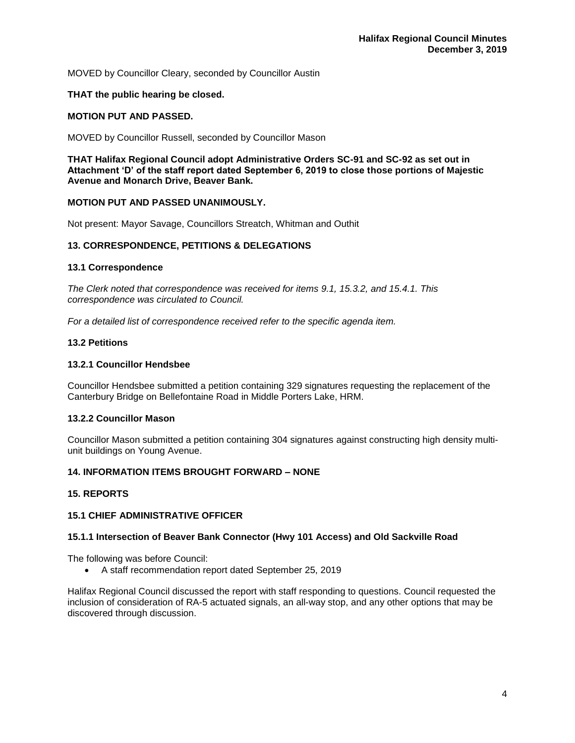MOVED by Councillor Cleary, seconded by Councillor Austin

**THAT the public hearing be closed.**

**MOTION PUT AND PASSED.**

MOVED by Councillor Russell, seconded by Councillor Mason

**THAT Halifax Regional Council adopt Administrative Orders SC-91 and SC-92 as set out in Attachment 'D' of the staff report dated September 6, 2019 to close those portions of Majestic Avenue and Monarch Drive, Beaver Bank.**

**MOTION PUT AND PASSED UNANIMOUSLY.**

Not present: Mayor Savage, Councillors Streatch, Whitman and Outhit

## 13. CORRESPONDENCE, PETITIONS & DELEGATIONS

### 13.1 Correspondence

*The Clerk noted that correspondence was received for items 9.1, 15.3.2, and 15.4.1. This correspondence was circulated to Council.*

*For a detailed list of correspondence received refer to the specific agenda item.*

### 13.2 Petitions

#### 13.2.1 Councillor Hendsbee

Councillor Hendsbee submitted a petition containing 329 signatures requesting the replacement of the Canterbury Bridge on Bellefontaine Road in Middle Porters Lake, HRM.

#### 13.2.2 Councillor Mason

Councillor Mason submitted a petition containing 304 signatures against constructing high density multi-unit buildings on Young Avenue.

## 14. INFORMATION ITEMS BROUGHT FORWARD – NONE

## 15. REPORTS

### 15.1 CHIEF ADMINISTRATIVE OFFICER

#### 15.1.1 Intersection of Beaver Bank Connector (Hwy 101 Access) and Old Sackville Road

The following was before Council:

- A staff recommendation report dated September 25, 2019

Halifax Regional Council discussed the report with staff responding to questions. Council requested the inclusion of consideration of RA-5 actuated signals, an all-way stop, and any other options that may be discovered through discussion.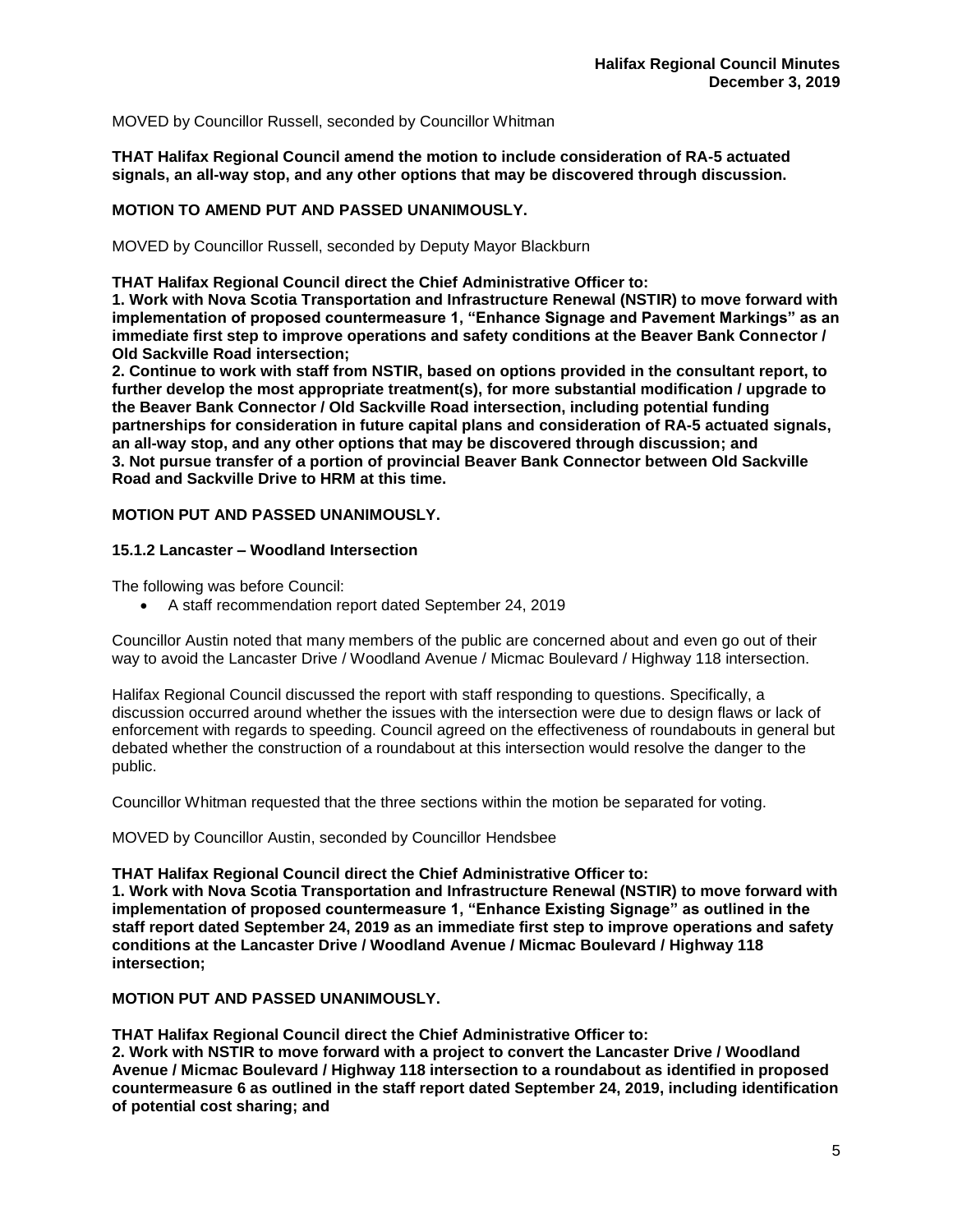MOVED by Councillor Russell, seconded by Councillor Whitman

**THAT Halifax Regional Council amend the motion to include consideration of RA-5 actuated signals, an all-way stop, and any other options that may be discovered through discussion.**

**MOTION TO AMEND PUT AND PASSED UNANIMOUSLY.**

MOVED by Councillor Russell, seconded by Deputy Mayor Blackburn

**THAT Halifax Regional Council direct the Chief Administrative Officer to:**
**1. Work with Nova Scotia Transportation and Infrastructure Renewal (NSTIR) to move forward with implementation of proposed countermeasure 1, "Enhance Signage and Pavement Markings" as an immediate first step to improve operations and safety conditions at the Beaver Bank Connector / Old Sackville Road intersection;**
**2. Continue to work with staff from NSTIR, based on options provided in the consultant report, to further develop the most appropriate treatment(s), for more substantial modification / upgrade to the Beaver Bank Connector / Old Sackville Road intersection, including potential funding partnerships for consideration in future capital plans and consideration of RA-5 actuated signals, an all-way stop, and any other options that may be discovered through discussion; and**
**3. Not pursue transfer of a portion of provincial Beaver Bank Connector between Old Sackville Road and Sackville Drive to HRM at this time.**

**MOTION PUT AND PASSED UNANIMOUSLY.**

### 15.1.2 Lancaster – Woodland Intersection

The following was before Council:

- A staff recommendation report dated September 24, 2019

Councillor Austin noted that many members of the public are concerned about and even go out of their way to avoid the Lancaster Drive / Woodland Avenue / Micmac Boulevard / Highway 118 intersection.

Halifax Regional Council discussed the report with staff responding to questions. Specifically, a discussion occurred around whether the issues with the intersection were due to design flaws or lack of enforcement with regards to speeding. Council agreed on the effectiveness of roundabouts in general but debated whether the construction of a roundabout at this intersection would resolve the danger to the public.

Councillor Whitman requested that the three sections within the motion be separated for voting.

MOVED by Councillor Austin, seconded by Councillor Hendsbee

**THAT Halifax Regional Council direct the Chief Administrative Officer to:**
**1. Work with Nova Scotia Transportation and Infrastructure Renewal (NSTIR) to move forward with implementation of proposed countermeasure 1, "Enhance Existing Signage" as outlined in the staff report dated September 24, 2019 as an immediate first step to improve operations and safety conditions at the Lancaster Drive / Woodland Avenue / Micmac Boulevard / Highway 118 intersection;**

**MOTION PUT AND PASSED UNANIMOUSLY.**

**THAT Halifax Regional Council direct the Chief Administrative Officer to:**
**2. Work with NSTIR to move forward with a project to convert the Lancaster Drive / Woodland Avenue / Micmac Boulevard / Highway 118 intersection to a roundabout as identified in proposed countermeasure 6 as outlined in the staff report dated September 24, 2019, including identification of potential cost sharing; and**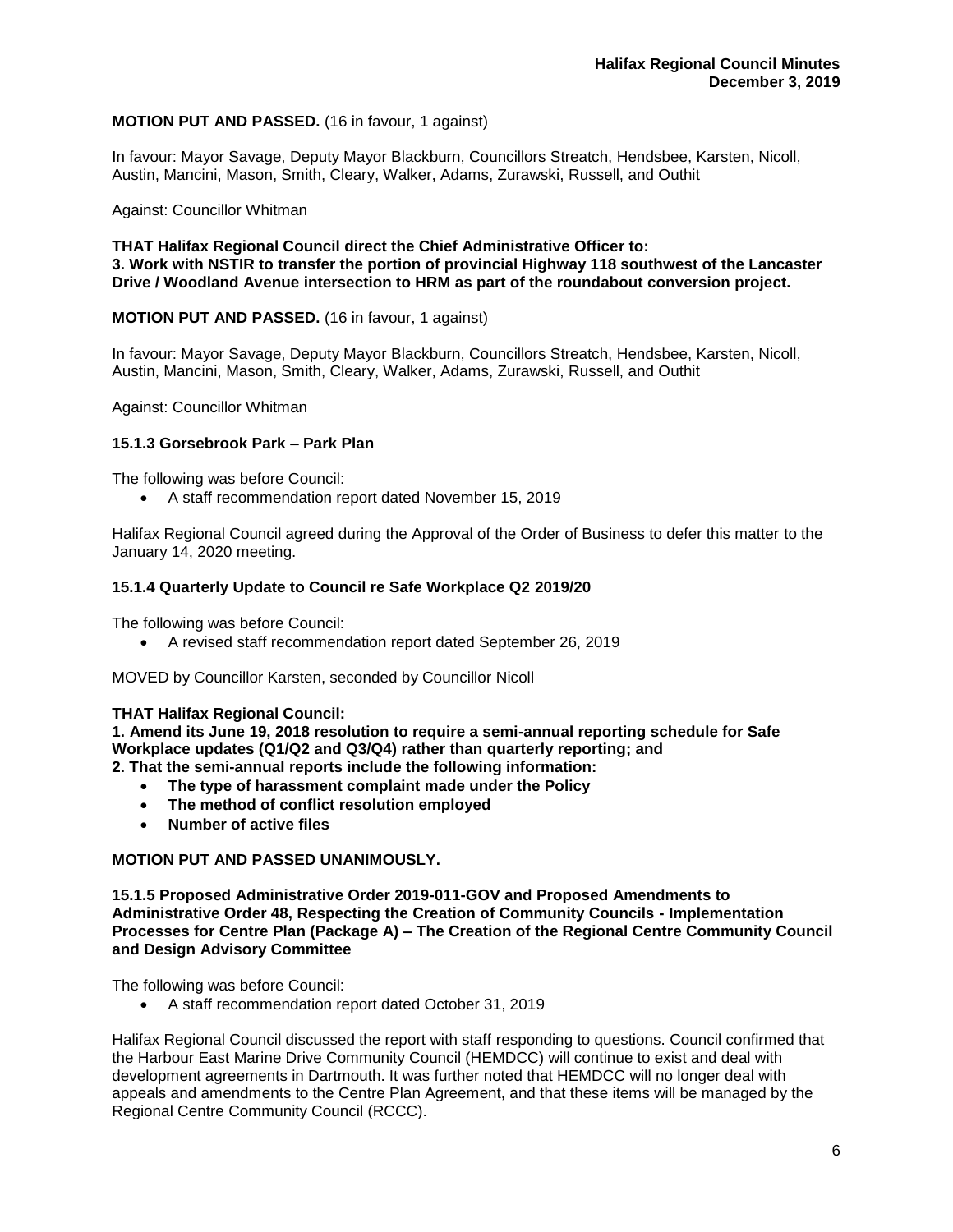**MOTION PUT AND PASSED.** (16 in favour, 1 against)

In favour: Mayor Savage, Deputy Mayor Blackburn, Councillors Streatch, Hendsbee, Karsten, Nicoll, Austin, Mancini, Mason, Smith, Cleary, Walker, Adams, Zurawski, Russell, and Outhit

Against: Councillor Whitman

**THAT Halifax Regional Council direct the Chief Administrative Officer to:**
**3. Work with NSTIR to transfer the portion of provincial Highway 118 southwest of the Lancaster Drive / Woodland Avenue intersection to HRM as part of the roundabout conversion project.**

**MOTION PUT AND PASSED.** (16 in favour, 1 against)

In favour: Mayor Savage, Deputy Mayor Blackburn, Councillors Streatch, Hendsbee, Karsten, Nicoll, Austin, Mancini, Mason, Smith, Cleary, Walker, Adams, Zurawski, Russell, and Outhit

Against: Councillor Whitman

### 15.1.3 Gorsebrook Park – Park Plan

The following was before Council:

- A staff recommendation report dated November 15, 2019

Halifax Regional Council agreed during the Approval of the Order of Business to defer this matter to the January 14, 2020 meeting.

### 15.1.4 Quarterly Update to Council re Safe Workplace Q2 2019/20

The following was before Council:

- A revised staff recommendation report dated September 26, 2019

MOVED by Councillor Karsten, seconded by Councillor Nicoll

**THAT Halifax Regional Council:**
**1. Amend its June 19, 2018 resolution to require a semi-annual reporting schedule for Safe Workplace updates (Q1/Q2 and Q3/Q4) rather than quarterly reporting; and**
**2. That the semi-annual reports include the following information:**

- **The type of harassment complaint made under the Policy**
- **The method of conflict resolution employed**
- **Number of active files**

**MOTION PUT AND PASSED UNANIMOUSLY.**

### 15.1.5 Proposed Administrative Order 2019-011-GOV and Proposed Amendments to Administrative Order 48, Respecting the Creation of Community Councils - Implementation Processes for Centre Plan (Package A) – The Creation of the Regional Centre Community Council and Design Advisory Committee

The following was before Council:

- A staff recommendation report dated October 31, 2019

Halifax Regional Council discussed the report with staff responding to questions. Council confirmed that the Harbour East Marine Drive Community Council (HEMDCC) will continue to exist and deal with development agreements in Dartmouth. It was further noted that HEMDCC will no longer deal with appeals and amendments to the Centre Plan Agreement, and that these items will be managed by the Regional Centre Community Council (RCCC).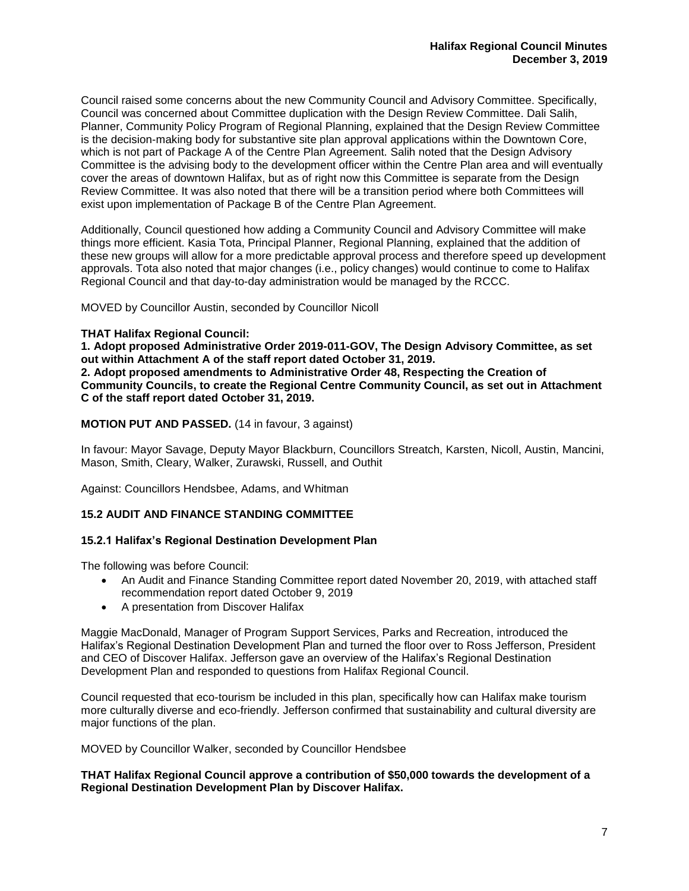Council raised some concerns about the new Community Council and Advisory Committee. Specifically, Council was concerned about Committee duplication with the Design Review Committee. Dali Salih, Planner, Community Policy Program of Regional Planning, explained that the Design Review Committee is the decision-making body for substantive site plan approval applications within the Downtown Core, which is not part of Package A of the Centre Plan Agreement. Salih noted that the Design Advisory Committee is the advising body to the development officer within the Centre Plan area and will eventually cover the areas of downtown Halifax, but as of right now this Committee is separate from the Design Review Committee. It was also noted that there will be a transition period where both Committees will exist upon implementation of Package B of the Centre Plan Agreement.

Additionally, Council questioned how adding a Community Council and Advisory Committee will make things more efficient. Kasia Tota, Principal Planner, Regional Planning, explained that the addition of these new groups will allow for a more predictable approval process and therefore speed up development approvals. Tota also noted that major changes (i.e., policy changes) would continue to come to Halifax Regional Council and that day-to-day administration would be managed by the RCCC.

MOVED by Councillor Austin, seconded by Councillor Nicoll

**THAT Halifax Regional Council:**
**1. Adopt proposed Administrative Order 2019-011-GOV, The Design Advisory Committee, as set out within Attachment A of the staff report dated October 31, 2019.**
**2. Adopt proposed amendments to Administrative Order 48, Respecting the Creation of Community Councils, to create the Regional Centre Community Council, as set out in Attachment C of the staff report dated October 31, 2019.**

**MOTION PUT AND PASSED.** (14 in favour, 3 against)

In favour: Mayor Savage, Deputy Mayor Blackburn, Councillors Streatch, Karsten, Nicoll, Austin, Mancini, Mason, Smith, Cleary, Walker, Zurawski, Russell, and Outhit

Against: Councillors Hendsbee, Adams, and Whitman

### 15.2 AUDIT AND FINANCE STANDING COMMITTEE

#### 15.2.1 Halifax's Regional Destination Development Plan

The following was before Council:

- An Audit and Finance Standing Committee report dated November 20, 2019, with attached staff recommendation report dated October 9, 2019
- A presentation from Discover Halifax

Maggie MacDonald, Manager of Program Support Services, Parks and Recreation, introduced the Halifax's Regional Destination Development Plan and turned the floor over to Ross Jefferson, President and CEO of Discover Halifax. Jefferson gave an overview of the Halifax's Regional Destination Development Plan and responded to questions from Halifax Regional Council.

Council requested that eco-tourism be included in this plan, specifically how can Halifax make tourism more culturally diverse and eco-friendly. Jefferson confirmed that sustainability and cultural diversity are major functions of the plan.

MOVED by Councillor Walker, seconded by Councillor Hendsbee

**THAT Halifax Regional Council approve a contribution of $50,000 towards the development of a Regional Destination Development Plan by Discover Halifax.**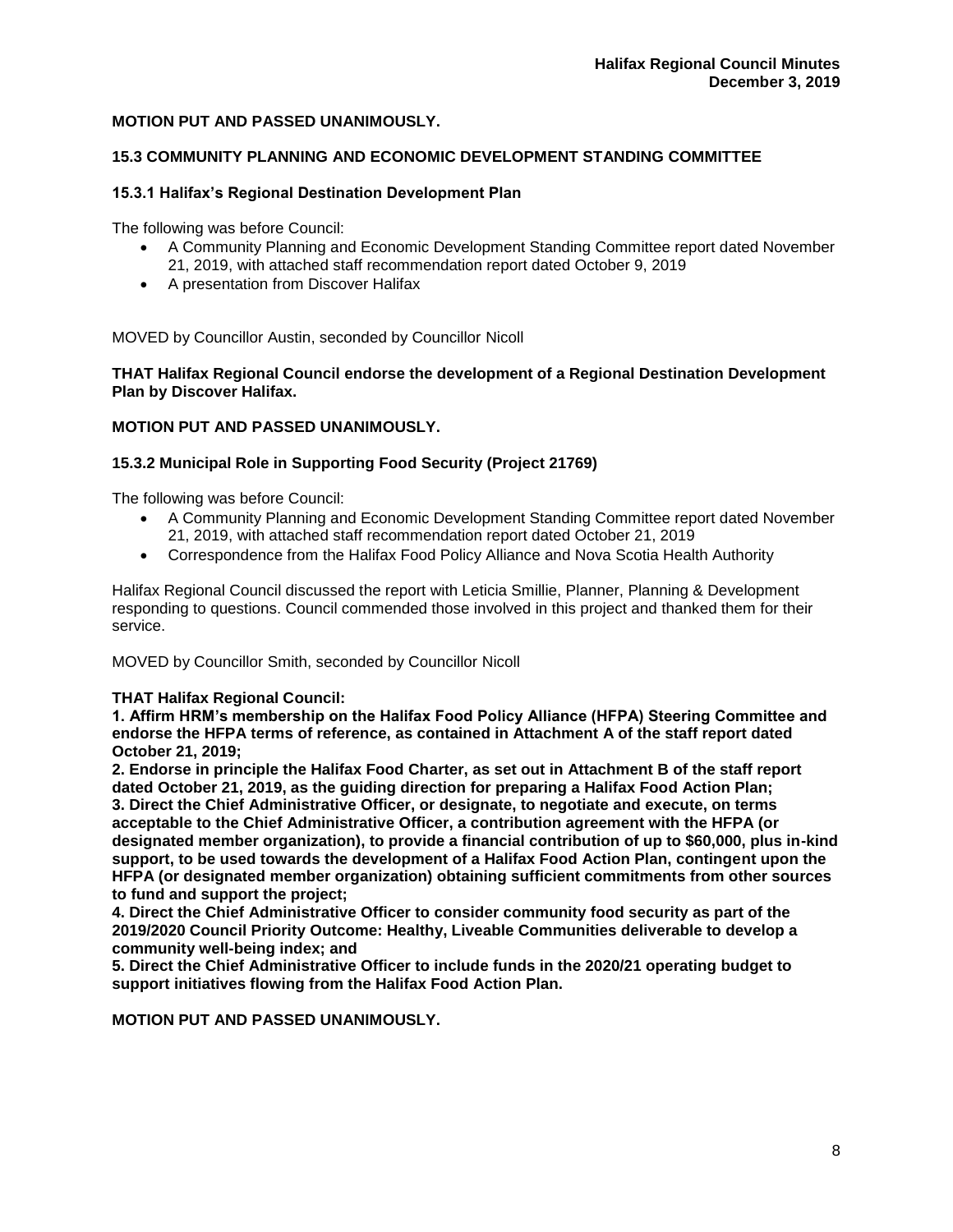**MOTION PUT AND PASSED UNANIMOUSLY.**

## 15.3 COMMUNITY PLANNING AND ECONOMIC DEVELOPMENT STANDING COMMITTEE

### 15.3.1 Halifax's Regional Destination Development Plan

The following was before Council:

- A Community Planning and Economic Development Standing Committee report dated November 21, 2019, with attached staff recommendation report dated October 9, 2019
- A presentation from Discover Halifax

MOVED by Councillor Austin, seconded by Councillor Nicoll

**THAT Halifax Regional Council endorse the development of a Regional Destination Development Plan by Discover Halifax.**

**MOTION PUT AND PASSED UNANIMOUSLY.**

### 15.3.2 Municipal Role in Supporting Food Security (Project 21769)

The following was before Council:

- A Community Planning and Economic Development Standing Committee report dated November 21, 2019, with attached staff recommendation report dated October 21, 2019
- Correspondence from the Halifax Food Policy Alliance and Nova Scotia Health Authority

Halifax Regional Council discussed the report with Leticia Smillie, Planner, Planning & Development responding to questions. Council commended those involved in this project and thanked them for their service.

MOVED by Councillor Smith, seconded by Councillor Nicoll

**THAT Halifax Regional Council:**
**1. Affirm HRM's membership on the Halifax Food Policy Alliance (HFPA) Steering Committee and endorse the HFPA terms of reference, as contained in Attachment A of the staff report dated October 21, 2019;**
**2. Endorse in principle the Halifax Food Charter, as set out in Attachment B of the staff report dated October 21, 2019, as the guiding direction for preparing a Halifax Food Action Plan;**
**3. Direct the Chief Administrative Officer, or designate, to negotiate and execute, on terms acceptable to the Chief Administrative Officer, a contribution agreement with the HFPA (or designated member organization), to provide a financial contribution of up to $60,000, plus in-kind support, to be used towards the development of a Halifax Food Action Plan, contingent upon the HFPA (or designated member organization) obtaining sufficient commitments from other sources to fund and support the project;**
**4. Direct the Chief Administrative Officer to consider community food security as part of the 2019/2020 Council Priority Outcome: Healthy, Liveable Communities deliverable to develop a community well-being index; and**
**5. Direct the Chief Administrative Officer to include funds in the 2020/21 operating budget to support initiatives flowing from the Halifax Food Action Plan.**

**MOTION PUT AND PASSED UNANIMOUSLY.**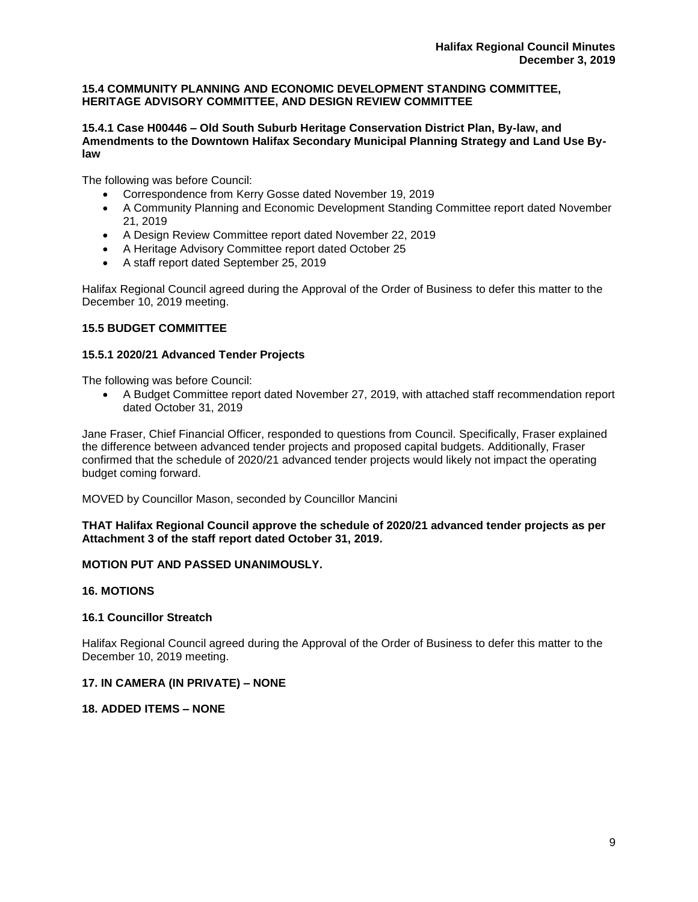**15.4 COMMUNITY PLANNING AND ECONOMIC DEVELOPMENT STANDING COMMITTEE, HERITAGE ADVISORY COMMITTEE, AND DESIGN REVIEW COMMITTEE**

**15.4.1 Case H00446 – Old South Suburb Heritage Conservation District Plan, By-law, and Amendments to the Downtown Halifax Secondary Municipal Planning Strategy and Land Use By-law**

The following was before Council:

- Correspondence from Kerry Gosse dated November 19, 2019
- A Community Planning and Economic Development Standing Committee report dated November 21, 2019
- A Design Review Committee report dated November 22, 2019
- A Heritage Advisory Committee report dated October 25
- A staff report dated September 25, 2019

Halifax Regional Council agreed during the Approval of the Order of Business to defer this matter to the December 10, 2019 meeting.

**15.5 BUDGET COMMITTEE**

**15.5.1 2020/21 Advanced Tender Projects**

The following was before Council:

- A Budget Committee report dated November 27, 2019, with attached staff recommendation report dated October 31, 2019

Jane Fraser, Chief Financial Officer, responded to questions from Council. Specifically, Fraser explained the difference between advanced tender projects and proposed capital budgets. Additionally, Fraser confirmed that the schedule of 2020/21 advanced tender projects would likely not impact the operating budget coming forward.

MOVED by Councillor Mason, seconded by Councillor Mancini

**THAT Halifax Regional Council approve the schedule of 2020/21 advanced tender projects as per Attachment 3 of the staff report dated October 31, 2019.**

**MOTION PUT AND PASSED UNANIMOUSLY.**

**16. MOTIONS**

**16.1 Councillor Streatch**

Halifax Regional Council agreed during the Approval of the Order of Business to defer this matter to the December 10, 2019 meeting.

**17. IN CAMERA (IN PRIVATE) – NONE**

**18. ADDED ITEMS – NONE**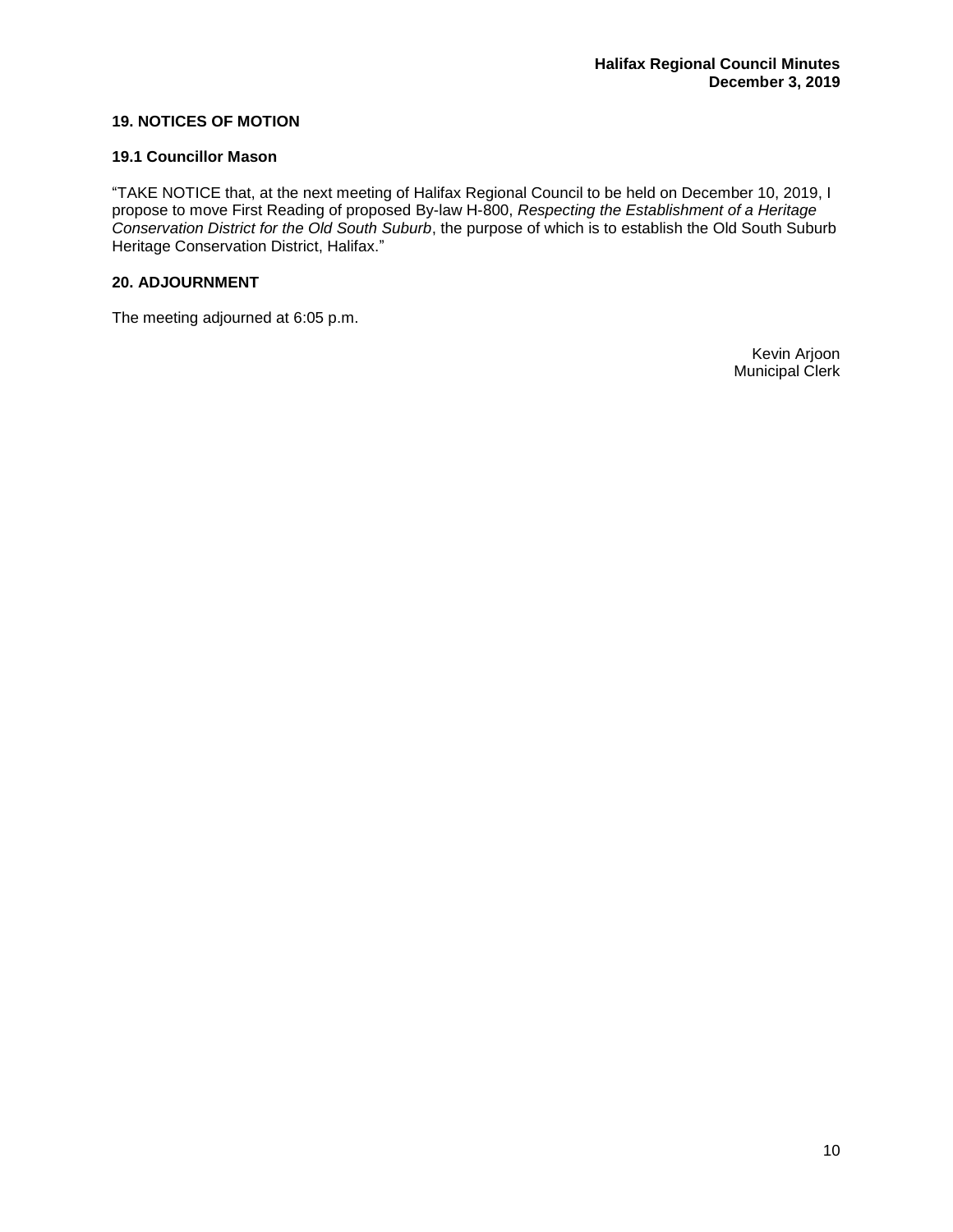## 19. NOTICES OF MOTION

### 19.1 Councillor Mason

"TAKE NOTICE that, at the next meeting of Halifax Regional Council to be held on December 10, 2019, I propose to move First Reading of proposed By-law H-800, *Respecting the Establishment of a Heritage Conservation District for the Old South Suburb*, the purpose of which is to establish the Old South Suburb Heritage Conservation District, Halifax."

## 20. ADJOURNMENT

The meeting adjourned at 6:05 p.m.

Kevin Arjoon
Municipal Clerk